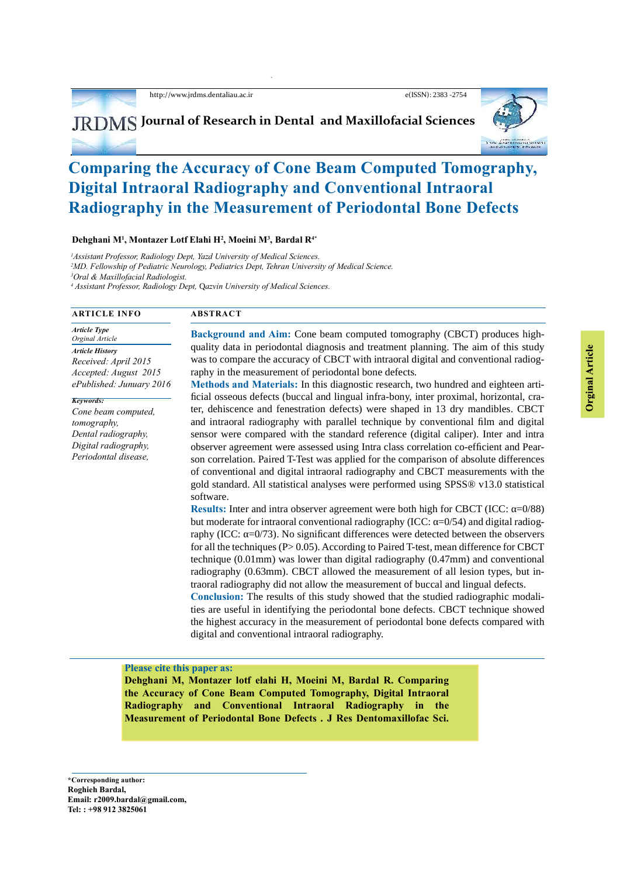http://www.jrdms.dentaliau.ac.ir e(ISSN): 2383 -2754

JRDMS **Journal of Research in Dental and Maxillofacial Sciences**

# Comparing the Accuracy of Cone Beam Computed Tomography, Digital Intraoral Radiography and Conventional Intraoral Radiography in the Measurement of Periodontal Bone Defects

**Dehghani M[1], Montazer Lotf Elahi H[2], Moeini M[3], Bardal R[4*]**

[1] *Assistant Professor, Radiology Dept, Yazd University of Medical Sciences.*
[2] *MD. Fellowship of Pediatric Neurology, Pediatrics Dept, Tehran University of Medical Science.*
[3] *Oral & Maxillofacial Radiologist.*
[4] *Assistant Professor, Radiology Dept, Qazvin University of Medical Sciences.*

Orginal Article

## ARTICLE INFO

***Article Type***
*Orginal Article*

***Article History***
*Received: April 2015*
*Accepted: August 2015*
*ePublished: Junuary 2016*

***Keywords:***
*Cone beam computed, tomography,*
*Dental radiography,*
*Digital radiography,*
*Periodontal disease,*

## ABSTRACT

**Background and Aim:** Cone beam computed tomography (CBCT) produces high-quality data in periodontal diagnosis and treatment planning. The aim of this study was to compare the accuracy of CBCT with intraoral digital and conventional radiography in the measurement of periodontal bone defects.

**Methods and Materials:** In this diagnostic research, two hundred and eighteen artificial osseous defects (buccal and lingual infra-bony, inter proximal, horizontal, crater, dehiscence and fenestration defects) were shaped in 13 dry mandibles. CBCT and intraoral radiography with parallel technique by conventional film and digital sensor were compared with the standard reference (digital caliper). Inter and intra observer agreement were assessed using Intra class correlation co-efficient and Pearson correlation. Paired T-Test was applied for the comparison of absolute differences of conventional and digital intraoral radiography and CBCT measurements with the gold standard. All statistical analyses were performed using SPSS® v13.0 statistical software.

**Results:** Inter and intra observer agreement were both high for CBCT (ICC: $\alpha$=0/88) but moderate for intraoral conventional radiography (ICC: $\alpha$=0/54) and digital radiography (ICC: $\alpha$=0/73). No significant differences were detected between the observers for all the techniques (P> 0.05). According to Paired T-test, mean difference for CBCT technique (0.01mm) was lower than digital radiography (0.47mm) and conventional radiography (0.63mm). CBCT allowed the measurement of all lesion types, but intraoral radiography did not allow the measurement of buccal and lingual defects.

**Conclusion:** The results of this study showed that the studied radiographic modalities are useful in identifying the periodontal bone defects. CBCT technique showed the highest accuracy in the measurement of periodontal bone defects compared with digital and conventional intraoral radiography.

**Please cite this paper as:**
**Dehghani M, Montazer lotf elahi H, Moeini M, Bardal R. Comparing the Accuracy of Cone Beam Computed Tomography, Digital Intraoral Radiography and Conventional Intraoral Radiography in the Measurement of Periodontal Bone Defects . J Res Dentomaxillofac Sci.**

**\*Corresponding author:**
**Roghieh Bardal,**
**Email: r2009.bardal@gmail.com,**
**Tel: : +98 912 3825061**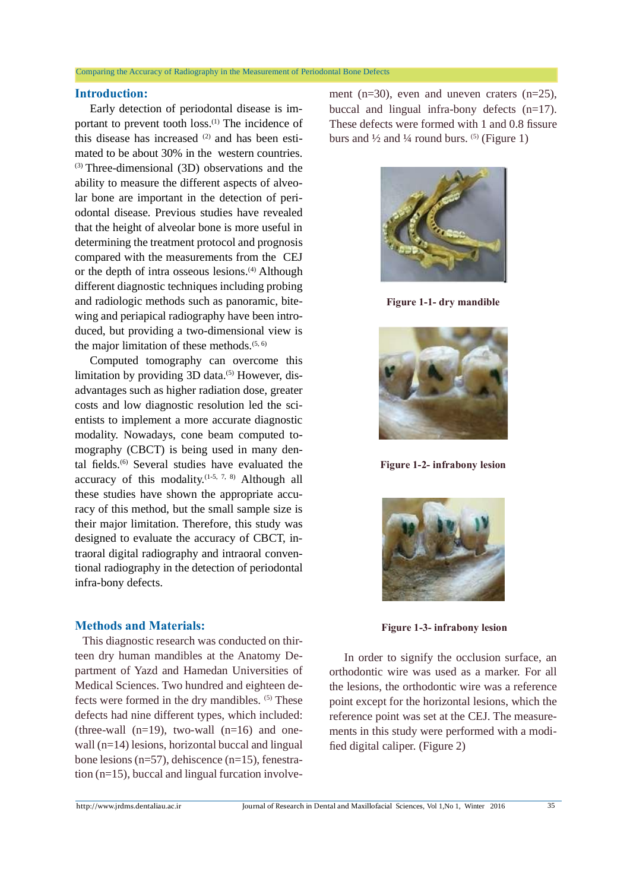## Introduction:

Early detection of periodontal disease is important to prevent tooth loss.[1] The incidence of this disease has increased [2] and has been estimated to be about 30% in the western countries.[3] Three-dimensional (3D) observations and the ability to measure the different aspects of alveolar bone are important in the detection of periodontal disease. Previous studies have revealed that the height of alveolar bone is more useful in determining the treatment protocol and prognosis compared with the measurements from the CEJ or the depth of intra osseous lesions.[4] Although different diagnostic techniques including probing and radiologic methods such as panoramic, bitewing and periapical radiography have been introduced, but providing a two-dimensional view is the major limitation of these methods.[5, 6]

Computed tomography can overcome this limitation by providing 3D data.[5] However, disadvantages such as higher radiation dose, greater costs and low diagnostic resolution led the scientists to implement a more accurate diagnostic modality. Nowadays, cone beam computed tomography (CBCT) is being used in many dental fields.[6] Several studies have evaluated the accuracy of this modality.[1-5, 7, 8] Although all these studies have shown the appropriate accuracy of this method, but the small sample size is their major limitation. Therefore, this study was designed to evaluate the accuracy of CBCT, intraoral digital radiography and intraoral conventional radiography in the detection of periodontal infra-bony defects.

## Methods and Materials:

This diagnostic research was conducted on thirteen dry human mandibles at the Anatomy Department of Yazd and Hamedan Universities of Medical Sciences. Two hundred and eighteen defects were formed in the dry mandibles. [5] These defects had nine different types, which included: (three-wall (n=19), two-wall (n=16) and one-wall (n=14) lesions, horizontal buccal and lingual bone lesions (n=57), dehiscence (n=15), fenestration (n=15), buccal and lingual furcation involvement (n=30), even and uneven craters (n=25), buccal and lingual infra-bony defects (n=17). These defects were formed with 1 and 0.8 fissure burs and ½ and ¼ round burs. [5] (Figure 1)

**Figure 1-1- dry mandible**

**Figure 1-2- infrabony lesion**

**Figure 1-3- infrabony lesion**

In order to signify the occlusion surface, an orthodontic wire was used as a marker. For all the lesions, the orthodontic wire was a reference point except for the horizontal lesions, which the reference point was set at the CEJ. The measurements in this study were performed with a modified digital caliper. (Figure 2)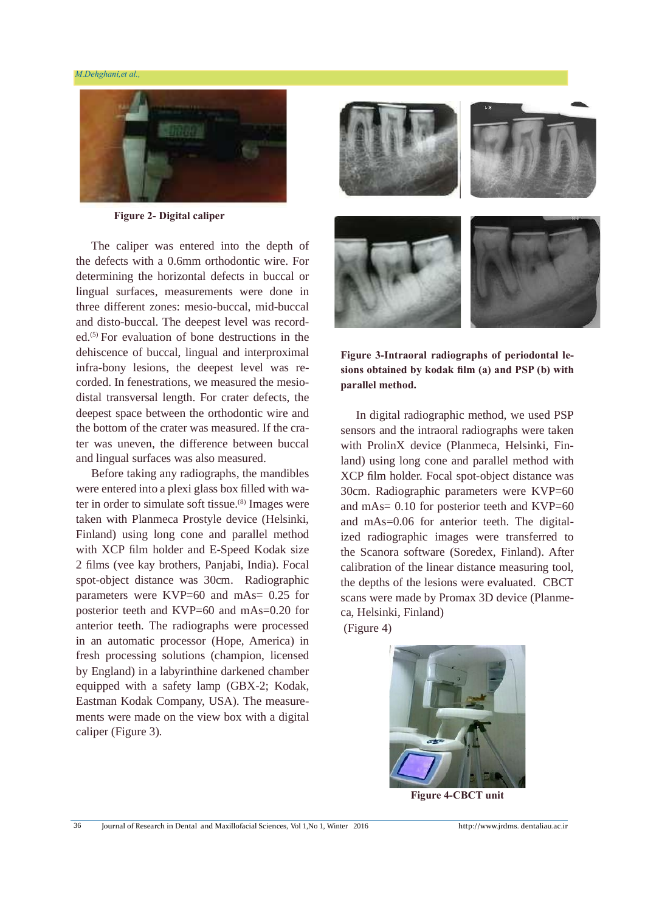Figure 2- Digital caliper

The caliper was entered into the depth of the defects with a 0.6mm orthodontic wire. For determining the horizontal defects in buccal or lingual surfaces, measurements were done in three different zones: mesio-buccal, mid-buccal and disto-buccal. The deepest level was recorded.[5] For evaluation of bone destructions in the dehiscence of buccal, lingual and interproximal infra-bony lesions, the deepest level was recorded. In fenestrations, we measured the mesio-distal transversal length. For crater defects, the deepest space between the orthodontic wire and the bottom of the crater was measured. If the crater was uneven, the difference between buccal and lingual surfaces was also measured.

Before taking any radiographs, the mandibles were entered into a plexi glass box filled with water in order to simulate soft tissue.[8] Images were taken with Planmeca Prostyle device (Helsinki, Finland) using long cone and parallel method with XCP film holder and E-Speed Kodak size 2 films (vee kay brothers, Panjabi, India). Focal spot-object distance was 30cm. Radiographic parameters were KVP=60 and mAs= 0.25 for posterior teeth and KVP=60 and mAs=0.20 for anterior teeth. The radiographs were processed in an automatic processor (Hope, America) in fresh processing solutions (champion, licensed by England) in a labyrinthine darkened chamber equipped with a safety lamp (GBX-2; Kodak, Eastman Kodak Company, USA). The measurements were made on the view box with a digital caliper (Figure 3).

**Figure 3-Intraoral radiographs of periodontal lesions obtained by kodak film (a) and PSP (b) with parallel method.**

In digital radiographic method, we used PSP sensors and the intraoral radiographs were taken with ProlinX device (Planmeca, Helsinki, Finland) using long cone and parallel method with XCP film holder. Focal spot-object distance was 30cm. Radiographic parameters were KVP=60 and mAs= 0.10 for posterior teeth and KVP=60 and mAs=0.06 for anterior teeth. The digitalized radiographic images were transferred to the Scanora software (Soredex, Finland). After calibration of the linear distance measuring tool, the depths of the lesions were evaluated. CBCT scans were made by Promax 3D device (Planmeca, Helsinki, Finland)
(Figure 4)

**Figure 4-CBCT unit**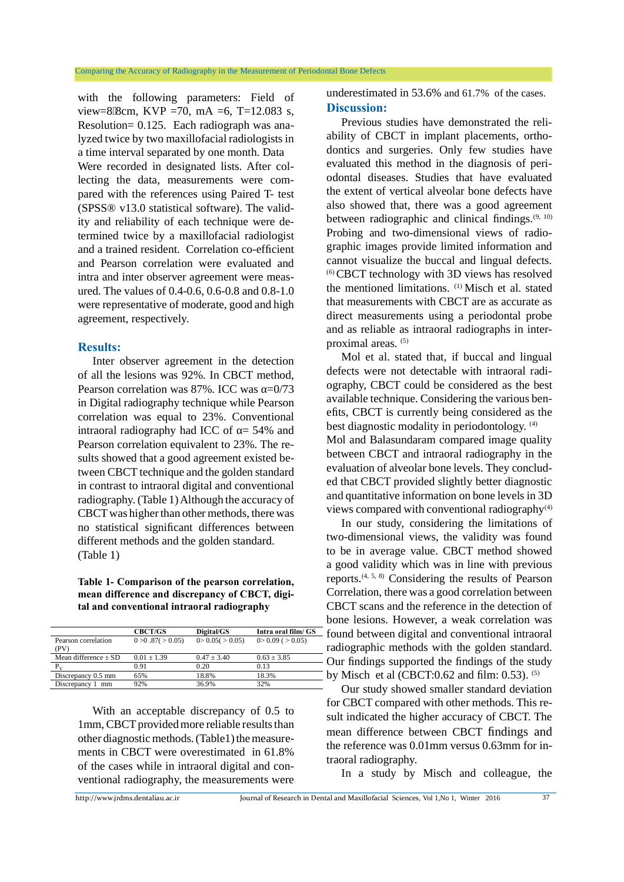with the following parameters: Field of view=8×8cm, KVP =70, mA =6, T=12.083 s, Resolution= 0.125. Each radiograph was analyzed twice by two maxillofacial radiologists in a time interval separated by one month. Data Were recorded in designated lists. After collecting the data, measurements were compared with the references using Paired T- test (SPSS® v13.0 statistical software). The validity and reliability of each technique were determined twice by a maxillofacial radiologist and a trained resident. Correlation co-efficient and Pearson correlation were evaluated and intra and inter observer agreement were measured. The values of 0.4-0.6, 0.6-0.8 and 0.8-1.0 were representative of moderate, good and high agreement, respectively.

## Results:

Inter observer agreement in the detection of all the lesions was 92%. In CBCT method, Pearson correlation was 87%. ICC was α=0/73 in Digital radiography technique while Pearson correlation was equal to 23%. Conventional intraoral radiography had ICC of α= 54% and Pearson correlation equivalent to 23%. The results showed that a good agreement existed between CBCT technique and the golden standard in contrast to intraoral digital and conventional radiography. (Table 1) Although the accuracy of CBCT was higher than other methods, there was no statistical significant differences between different methods and the golden standard. (Table 1)

**Table 1- Comparison of the pearson correlation, mean difference and discrepancy of CBCT, digital and conventional intraoral radiography**

| | CBCT/GS | Digital/GS | Intra oral film/ GS |
|---|---|---|---|
| Pearson correlation (PV) | 0 >0 .87( > 0.05) | 0> 0.05( > 0.05) | 0> 0.09 ( > 0.05) |
| Mean difference ± SD | 0.01 ± 1.39 | 0.47 ± 3.40 | 0.63 ± 3.85 |
| $P_V$ | 0.91 | 0.20 | 0.13 |
| Discrepancy 0.5 mm | 65% | 18.8% | 18.3% |
| Discrepancy 1 mm | 92% | 36.9% | 32% |

With an acceptable discrepancy of 0.5 to 1mm, CBCT provided more reliable results than other diagnostic methods. (Table1) the measurements in CBCT were overestimated in 61.8% of the cases while in intraoral digital and conventional radiography, the measurements were underestimated in 53.6% and 61.7% of the cases.

## Discussion:

Previous studies have demonstrated the reliability of CBCT in implant placements, orthodontics and surgeries. Only few studies have evaluated this method in the diagnosis of periodontal diseases. Studies that have evaluated the extent of vertical alveolar bone defects have also showed that, there was a good agreement between radiographic and clinical findings.[9, 10] Probing and two-dimensional views of radiographic images provide limited information and cannot visualize the buccal and lingual defects. [6] CBCT technology with 3D views has resolved the mentioned limitations. [1] Misch et al. stated that measurements with CBCT are as accurate as direct measurements using a periodontal probe and as reliable as intraoral radiographs in interproximal areas. [5]

Mol et al. stated that, if buccal and lingual defects were not detectable with intraoral radiography, CBCT could be considered as the best available technique. Considering the various benefits, CBCT is currently being considered as the best diagnostic modality in periodontology. [4]
Mol and Balasundaram compared image quality between CBCT and intraoral radiography in the evaluation of alveolar bone levels. They concluded that CBCT provided slightly better diagnostic and quantitative information on bone levels in 3D views compared with conventional radiography[4]

In our study, considering the limitations of two-dimensional views, the validity was found to be in average value. CBCT method showed a good validity which was in line with previous reports.[4, 5, 8] Considering the results of Pearson Correlation, there was a good correlation between CBCT scans and the reference in the detection of bone lesions. However, a weak correlation was found between digital and conventional intraoral radiographic methods with the golden standard. Our findings supported the findings of the study by Misch et al (CBCT:0.62 and film: 0.53). [5]

Our study showed smaller standard deviation for CBCT compared with other methods. This result indicated the higher accuracy of CBCT. The mean difference between CBCT findings and the reference was 0.01mm versus 0.63mm for intraoral radiography.

In a study by Misch and colleague, the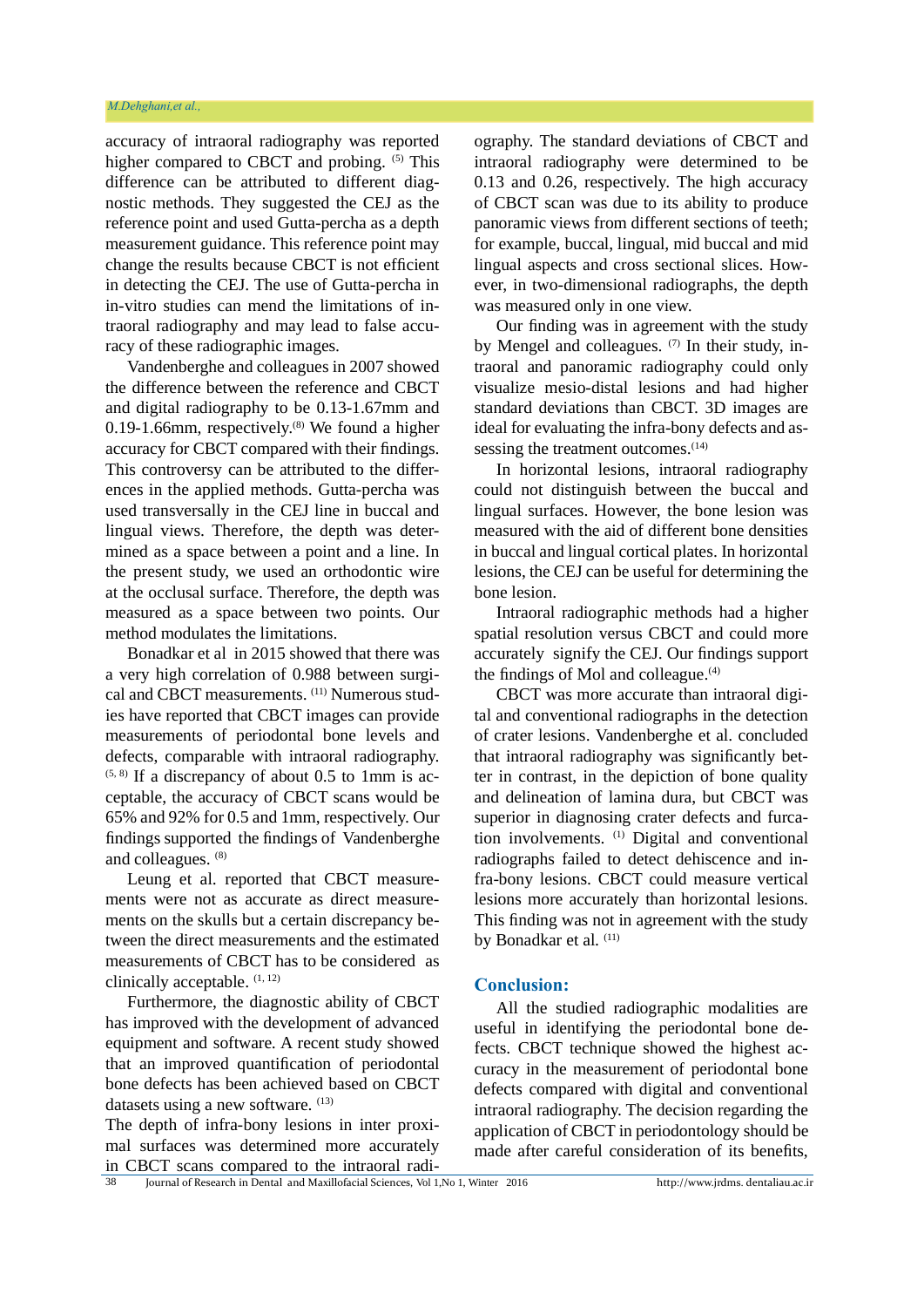accuracy of intraoral radiography was reported higher compared to CBCT and probing. [5] This difference can be attributed to different diagnostic methods. They suggested the CEJ as the reference point and used Gutta-percha as a depth measurement guidance. This reference point may change the results because CBCT is not efficient in detecting the CEJ. The use of Gutta-percha in in-vitro studies can mend the limitations of intraoral radiography and may lead to false accuracy of these radiographic images.

Vandenberghe and colleagues in 2007 showed the difference between the reference and CBCT and digital radiography to be 0.13-1.67mm and 0.19-1.66mm, respectively.[8] We found a higher accuracy for CBCT compared with their findings. This controversy can be attributed to the differences in the applied methods. Gutta-percha was used transversally in the CEJ line in buccal and lingual views. Therefore, the depth was determined as a space between a point and a line. In the present study, we used an orthodontic wire at the occlusal surface. Therefore, the depth was measured as a space between two points. Our method modulates the limitations.

Bonadkar et al in 2015 showed that there was a very high correlation of 0.988 between surgical and CBCT measurements. [11] Numerous studies have reported that CBCT images can provide measurements of periodontal bone levels and defects, comparable with intraoral radiography. [5, 8] If a discrepancy of about 0.5 to 1mm is acceptable, the accuracy of CBCT scans would be 65% and 92% for 0.5 and 1mm, respectively. Our findings supported the findings of Vandenberghe and colleagues. [8]

Leung et al. reported that CBCT measurements were not as accurate as direct measurements on the skulls but a certain discrepancy between the direct measurements and the estimated measurements of CBCT has to be considered as clinically acceptable. [1, 12]

Furthermore, the diagnostic ability of CBCT has improved with the development of advanced equipment and software. A recent study showed that an improved quantification of periodontal bone defects has been achieved based on CBCT datasets using a new software. [13]

The depth of infra-bony lesions in inter proximal surfaces was determined more accurately in CBCT scans compared to the intraoral radiography. The standard deviations of CBCT and intraoral radiography were determined to be 0.13 and 0.26, respectively. The high accuracy of CBCT scan was due to its ability to produce panoramic views from different sections of teeth; for example, buccal, lingual, mid buccal and mid lingual aspects and cross sectional slices. However, in two-dimensional radiographs, the depth was measured only in one view.

Our finding was in agreement with the study by Mengel and colleagues. [7] In their study, intraoral and panoramic radiography could only visualize mesio-distal lesions and had higher standard deviations than CBCT. 3D images are ideal for evaluating the infra-bony defects and assessing the treatment outcomes.[14]

In horizontal lesions, intraoral radiography could not distinguish between the buccal and lingual surfaces. However, the bone lesion was measured with the aid of different bone densities in buccal and lingual cortical plates. In horizontal lesions, the CEJ can be useful for determining the bone lesion.

Intraoral radiographic methods had a higher spatial resolution versus CBCT and could more accurately signify the CEJ. Our findings support the findings of Mol and colleague.[4]

CBCT was more accurate than intraoral digital and conventional radiographs in the detection of crater lesions. Vandenberghe et al. concluded that intraoral radiography was significantly better in contrast, in the depiction of bone quality and delineation of lamina dura, but CBCT was superior in diagnosing crater defects and furcation involvements. [1] Digital and conventional radiographs failed to detect dehiscence and infra-bony lesions. CBCT could measure vertical lesions more accurately than horizontal lesions. This finding was not in agreement with the study by Bonadkar et al. [11]

## Conclusion:

All the studied radiographic modalities are useful in identifying the periodontal bone defects. CBCT technique showed the highest accuracy in the measurement of periodontal bone defects compared with digital and conventional intraoral radiography. The decision regarding the application of CBCT in periodontology should be made after careful consideration of its benefits,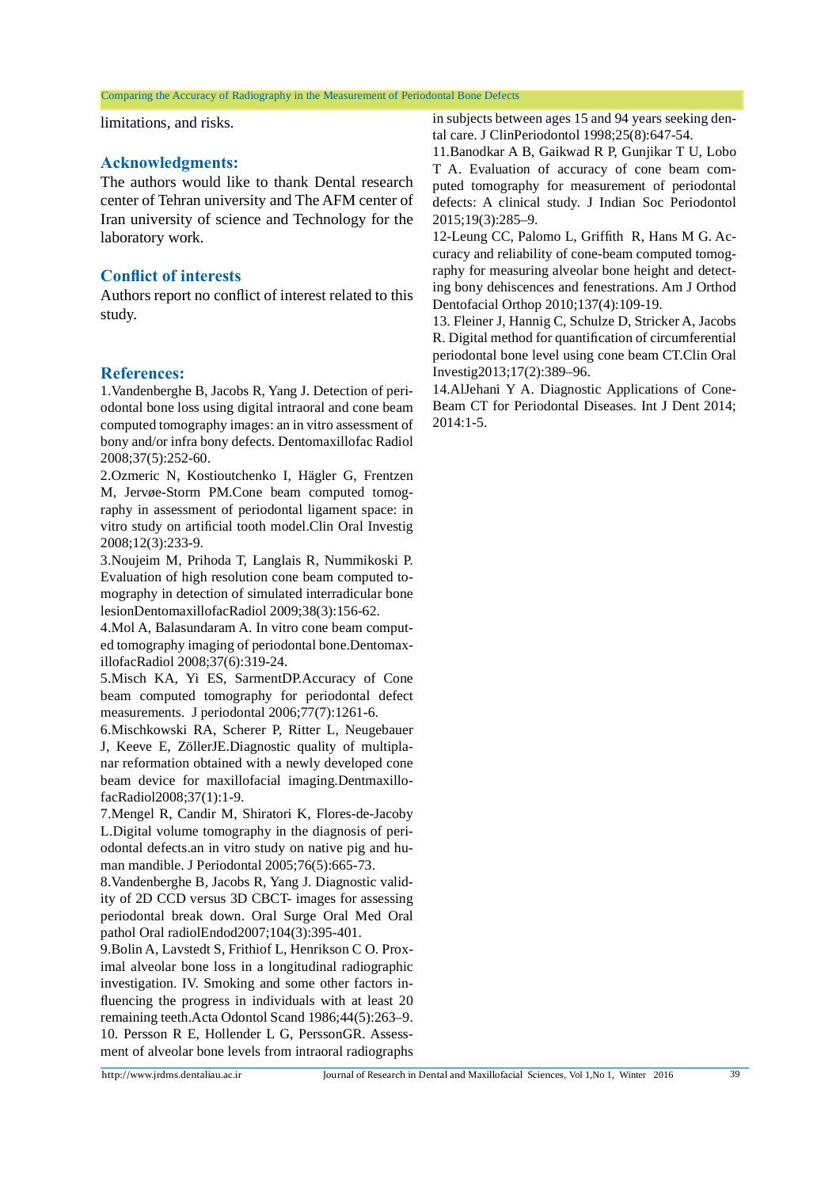limitations, and risks.

## Acknowledgments:

The authors would like to thank Dental research center of Tehran university and The AFM center of Iran university of science and Technology for the laboratory work.

## Conflict of interests

Authors report no conflict of interest related to this study.

## References:

1.Vandenberghe B, Jacobs R, Yang J. Detection of periodontal bone loss using digital intraoral and cone beam computed tomography images: an in vitro assessment of bony and/or infra bony defects. Dentomaxillofac Radiol 2008;37(5):252-60.

2.Ozmeric N, Kostioutchenko I, Hägler G, Frentzen M, Jervøe-Storm PM.Cone beam computed tomography in assessment of periodontal ligament space: in vitro study on artificial tooth model.Clin Oral Investig 2008;12(3):233-9.

3.Noujeim M, Prihoda T, Langlais R, Nummikoski P. Evaluation of high resolution cone beam computed tomography in detection of simulated interradicular bone lesionDentomaxillofacRadiol 2009;38(3):156-62.

4.Mol A, Balasundaram A. In vitro cone beam computed tomography imaging of periodontal bone.DentomaxillofacRadiol 2008;37(6):319-24.

5.Misch KA, Yi ES, SarmentDP.Accuracy of Cone beam computed tomography for periodontal defect measurements. J periodontal 2006;77(7):1261-6.

6.Mischkowski RA, Scherer P, Ritter L, Neugebauer J, Keeve E, ZöllerJE.Diagnostic quality of multiplanar reformation obtained with a newly developed cone beam device for maxillofacial imaging.DentmaxillofacRadiol2008;37(1):1-9.

7.Mengel R, Candir M, Shiratori K, Flores-de-Jacoby L.Digital volume tomography in the diagnosis of periodontal defects.an in vitro study on native pig and human mandible. J Periodontal 2005;76(5):665-73.

8.Vandenberghe B, Jacobs R, Yang J. Diagnostic validity of 2D CCD versus 3D CBCT- images for assessing periodontal break down. Oral Surge Oral Med Oral pathol Oral radiolEndod2007;104(3):395-401.

9.Bolin A, Lavstedt S, Frithiof L, Henrikson C O. Proximal alveolar bone loss in a longitudinal radiographic investigation. IV. Smoking and some other factors influencing the progress in individuals with at least 20 remaining teeth.Acta Odontol Scand 1986;44(5):263–9.

10. Persson R E, Hollender L G, PerssonGR. Assessment of alveolar bone levels from intraoral radiographs in subjects between ages 15 and 94 years seeking dental care. J ClinPeriodontol 1998;25(8):647-54.

11.Banodkar A B, Gaikwad R P, Gunjikar T U, Lobo T A. Evaluation of accuracy of cone beam computed tomography for measurement of periodontal defects: A clinical study. J Indian Soc Periodontol 2015;19(3):285–9.

12-Leung CC, Palomo L, Griffith R, Hans M G. Accuracy and reliability of cone-beam computed tomography for measuring alveolar bone height and detecting bony dehiscences and fenestrations. Am J Orthod Dentofacial Orthop 2010;137(4):109-19.

13. Fleiner J, Hannig C, Schulze D, Stricker A, Jacobs R. Digital method for quantification of circumferential periodontal bone level using cone beam CT.Clin Oral Investig2013;17(2):389–96.

14.AlJehani Y A. Diagnostic Applications of Cone-Beam CT for Periodontal Diseases. Int J Dent 2014; 2014:1-5.